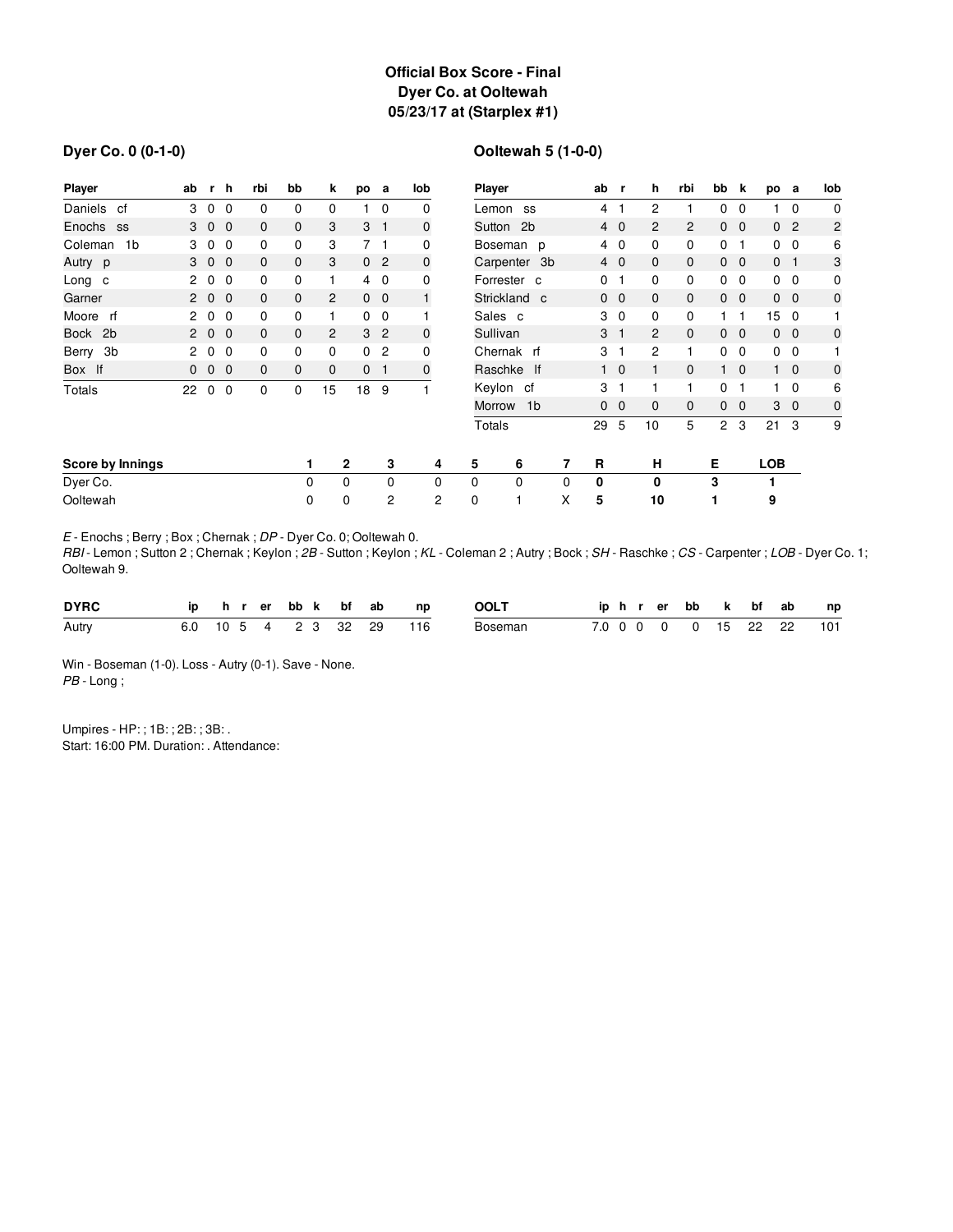# Official Box Score - Final
## Dyer Co. at Ooltewah
## 05/23/17 at (Starplex #1)

### Dyer Co. 0 (0-1-0)

| Player | ab | r | h | rbi | bb | k | po | a | lob |
|---|---|---|---|---|---|---|---|---|---|
| Daniels cf | 3 | 0 | 0 | 0 | 0 | 0 | 1 | 0 | 0 |
| Enochs ss | 3 | 0 | 0 | 0 | 0 | 3 | 3 | 1 | 0 |
| Coleman 1b | 3 | 0 | 0 | 0 | 0 | 3 | 7 | 1 | 0 |
| Autry p | 3 | 0 | 0 | 0 | 0 | 3 | 0 | 2 | 0 |
| Long c | 2 | 0 | 0 | 0 | 0 | 1 | 4 | 0 | 0 |
| Garner | 2 | 0 | 0 | 0 | 0 | 2 | 0 | 0 | 1 |
| Moore rf | 2 | 0 | 0 | 0 | 0 | 1 | 0 | 0 | 1 |
| Bock 2b | 2 | 0 | 0 | 0 | 0 | 2 | 3 | 2 | 0 |
| Berry 3b | 2 | 0 | 0 | 0 | 0 | 0 | 0 | 2 | 0 |
| Box lf | 0 | 0 | 0 | 0 | 0 | 0 | 0 | 1 | 0 |
| Totals | 22 | 0 | 0 | 0 | 0 | 15 | 18 | 9 | 1 |

### Ooltewah 5 (1-0-0)

| Player | ab | r | h | rbi | bb | k | po | a | lob |
|---|---|---|---|---|---|---|---|---|---|
| Lemon ss | 4 | 1 | 2 | 1 | 0 | 0 | 1 | 0 | 0 |
| Sutton 2b | 4 | 0 | 2 | 2 | 0 | 0 | 0 | 2 | 2 |
| Boseman p | 4 | 0 | 0 | 0 | 0 | 1 | 0 | 0 | 6 |
| Carpenter 3b | 4 | 0 | 0 | 0 | 0 | 0 | 0 | 1 | 3 |
| Forrester c | 0 | 1 | 0 | 0 | 0 | 0 | 0 | 0 | 0 |
| Strickland c | 0 | 0 | 0 | 0 | 0 | 0 | 0 | 0 | 0 |
| Sales c | 3 | 0 | 0 | 0 | 1 | 1 | 15 | 0 | 1 |
| Sullivan | 3 | 1 | 2 | 0 | 0 | 0 | 0 | 0 | 0 |
| Chernak rf | 3 | 1 | 2 | 1 | 0 | 0 | 0 | 0 | 1 |
| Raschke lf | 1 | 0 | 1 | 0 | 1 | 0 | 1 | 0 | 0 |
| Keylon cf | 3 | 1 | 1 | 1 | 0 | 1 | 1 | 0 | 6 |
| Morrow 1b | 0 | 0 | 0 | 0 | 0 | 0 | 3 | 0 | 0 |
| Totals | 29 | 5 | 10 | 5 | 2 | 3 | 21 | 3 | 9 |

| Score by Innings | 1 | 2 | 3 | 4 | 5 | 6 | 7 | R | H | E | LOB |
|---|---|---|---|---|---|---|---|---|---|---|---|
| Dyer Co. | 0 | 0 | 0 | 0 | 0 | 0 | 0 | **0** | **0** | **3** | **1** |
| Ooltewah | 0 | 0 | 2 | 2 | 0 | 1 | X | **5** | **10** | **1** | **9** |

*E* - Enochs ; Berry ; Box ; Chernak ; *DP* - Dyer Co. 0; Ooltewah 0.
*RBI* - Lemon ; Sutton 2 ; Chernak ; Keylon ; *2B* - Sutton ; Keylon ; *KL* - Coleman 2 ; Autry ; Bock ; *SH* - Raschke ; *CS* - Carpenter ; *LOB* - Dyer Co. 1; Ooltewah 9.

| DYRC | ip | h | r | er | bb | k | bf | ab | np |
|---|---|---|---|---|---|---|---|---|---|
| Autry | 6.0 | 10 | 5 | 4 | 2 | 3 | 32 | 29 | 116 |

| OOLT | ip | h | r | er | bb | k | bf | ab | np |
|---|---|---|---|---|---|---|---|---|---|
| Boseman | 7.0 | 0 | 0 | 0 | 0 | 15 | 22 | 22 | 101 |

Win - Boseman (1-0). Loss - Autry (0-1). Save - None.
*PB* - Long ;

Umpires - HP: ; 1B: ; 2B: ; 3B: .
Start: 16:00 PM. Duration: . Attendance: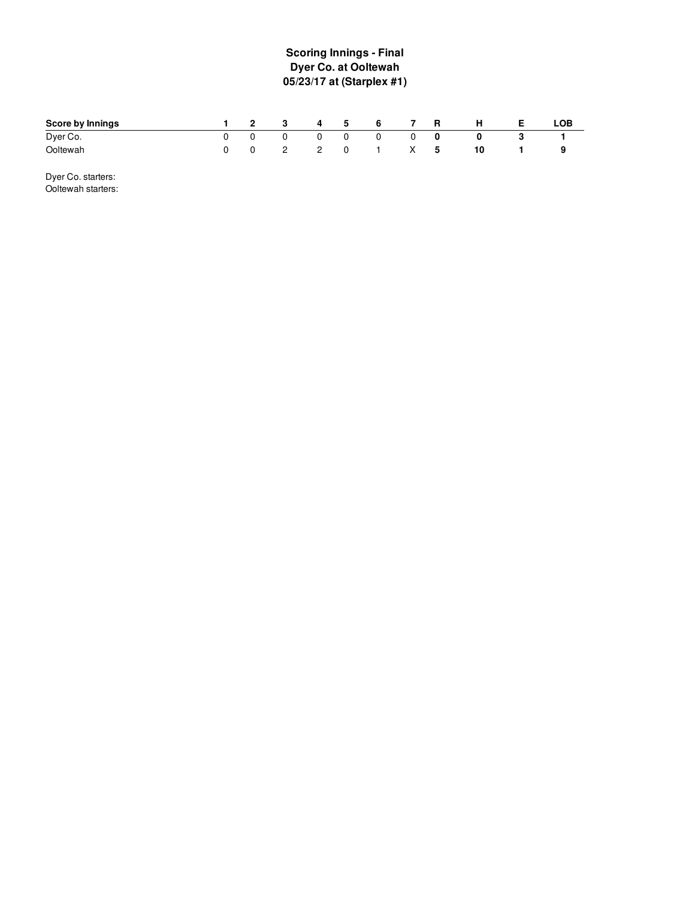# Scoring Innings - Final
## Dyer Co. at Ooltewah
## 05/23/17 at (Starplex #1)

| Score by Innings | 1 | 2 | 3 | 4 | 5 | 6 | 7 | R | H | E | LOB |
|---|---|---|---|---|---|---|---|---|---|---|---|
| Dyer Co. | 0 | 0 | 0 | 0 | 0 | 0 | 0 | **0** | **0** | **3** | **1** |
| Ooltewah | 0 | 0 | 2 | 2 | 0 | 1 | X | **5** | **10** | **1** | **9** |

Dyer Co. starters:
Ooltewah starters: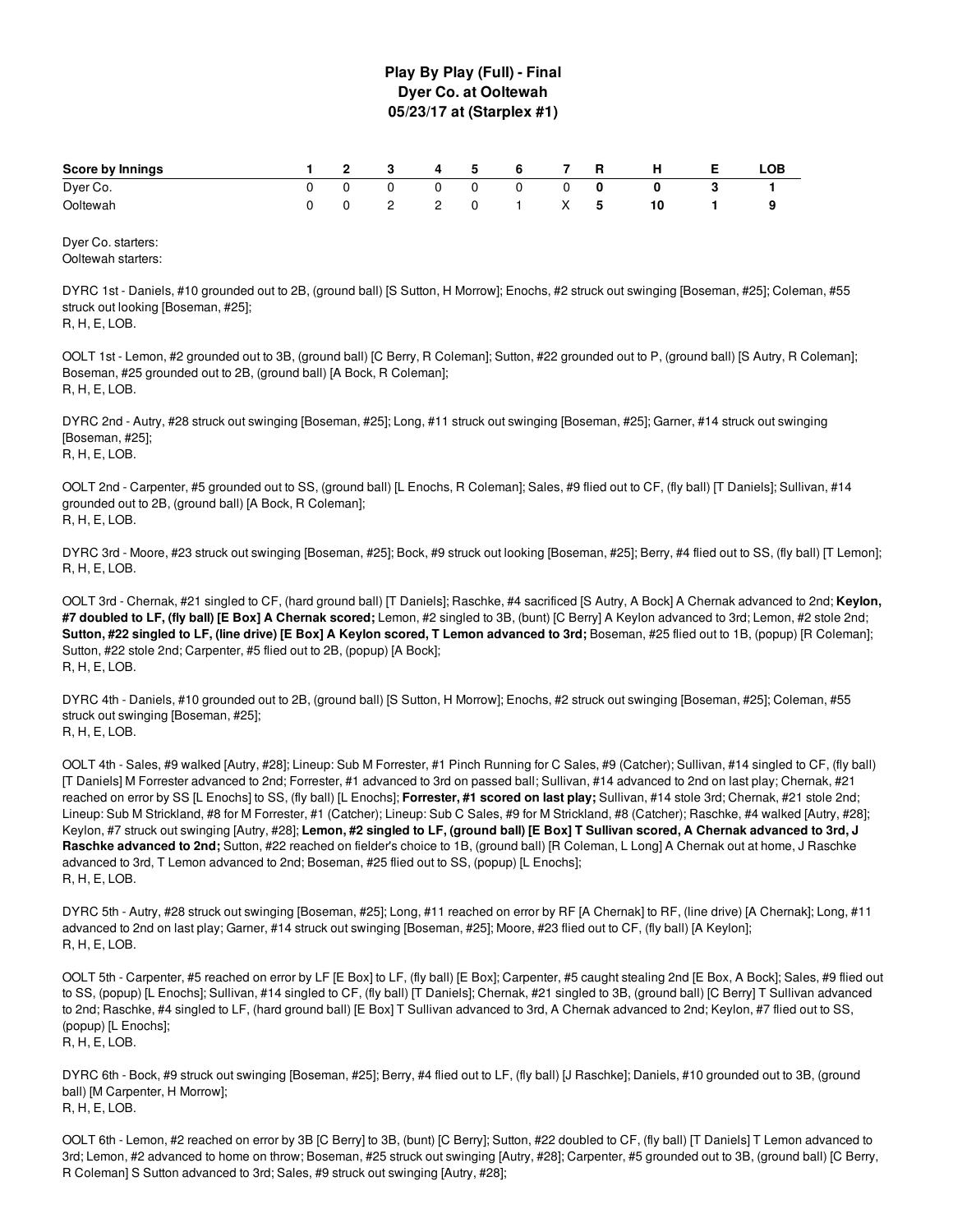# Play By Play (Full) - Final
## Dyer Co. at Ooltewah
### 05/23/17 at (Starplex #1)

| Score by Innings | 1 | 2 | 3 | 4 | 5 | 6 | 7 | R | H | E | LOB |
|---|---|---|---|---|---|---|---|---|---|---|---|
| Dyer Co. | 0 | 0 | 0 | 0 | 0 | 0 | 0 | **0** | **0** | **3** | **1** |
| Ooltewah | 0 | 0 | 2 | 2 | 0 | 1 | X | **5** | **10** | **1** | **9** |

Dyer Co. starters:
Ooltewah starters:

DYRC 1st - Daniels, #10 grounded out to 2B, (ground ball) [S Sutton, H Morrow]; Enochs, #2 struck out swinging [Boseman, #25]; Coleman, #55 struck out looking [Boseman, #25];
R, H, E, LOB.

OOLT 1st - Lemon, #2 grounded out to 3B, (ground ball) [C Berry, R Coleman]; Sutton, #22 grounded out to P, (ground ball) [S Autry, R Coleman]; Boseman, #25 grounded out to 2B, (ground ball) [A Bock, R Coleman];
R, H, E, LOB.

DYRC 2nd - Autry, #28 struck out swinging [Boseman, #25]; Long, #11 struck out swinging [Boseman, #25]; Garner, #14 struck out swinging [Boseman, #25];
R, H, E, LOB.

OOLT 2nd - Carpenter, #5 grounded out to SS, (ground ball) [L Enochs, R Coleman]; Sales, #9 flied out to CF, (fly ball) [T Daniels]; Sullivan, #14 grounded out to 2B, (ground ball) [A Bock, R Coleman];
R, H, E, LOB.

DYRC 3rd - Moore, #23 struck out swinging [Boseman, #25]; Bock, #9 struck out looking [Boseman, #25]; Berry, #4 flied out to SS, (fly ball) [T Lemon];
R, H, E, LOB.

OOLT 3rd - Chernak, #21 singled to CF, (hard ground ball) [T Daniels]; Raschke, #4 sacrificed [S Autry, A Bock] A Chernak advanced to 2nd; **Keylon, #7 doubled to LF, (fly ball) [E Box] A Chernak scored;** Lemon, #2 singled to 3B, (bunt) [C Berry] A Keylon advanced to 3rd; Lemon, #2 stole 2nd; **Sutton, #22 singled to LF, (line drive) [E Box] A Keylon scored, T Lemon advanced to 3rd;** Boseman, #25 flied out to 1B, (popup) [R Coleman]; Sutton, #22 stole 2nd; Carpenter, #5 flied out to 2B, (popup) [A Bock];
R, H, E, LOB.

DYRC 4th - Daniels, #10 grounded out to 2B, (ground ball) [S Sutton, H Morrow]; Enochs, #2 struck out swinging [Boseman, #25]; Coleman, #55 struck out swinging [Boseman, #25];
R, H, E, LOB.

OOLT 4th - Sales, #9 walked [Autry, #28]; Lineup: Sub M Forrester, #1 Pinch Running for C Sales, #9 (Catcher); Sullivan, #14 singled to CF, (fly ball) [T Daniels] M Forrester advanced to 2nd; Forrester, #1 advanced to 3rd on passed ball; Sullivan, #14 advanced to 2nd on last play; Chernak, #21 reached on error by SS [L Enochs] to SS, (fly ball) [L Enochs]; **Forrester, #1 scored on last play;** Sullivan, #14 stole 3rd; Chernak, #21 stole 2nd; Lineup: Sub M Strickland, #8 for M Forrester, #1 (Catcher); Lineup: Sub C Sales, #9 for M Strickland, #8 (Catcher); Raschke, #4 walked [Autry, #28]; Keylon, #7 struck out swinging [Autry, #28]; **Lemon, #2 singled to LF, (ground ball) [E Box] T Sullivan scored, A Chernak advanced to 3rd, J Raschke advanced to 2nd;** Sutton, #22 reached on fielder's choice to 1B, (ground ball) [R Coleman, L Long] A Chernak out at home, J Raschke advanced to 3rd, T Lemon advanced to 2nd; Boseman, #25 flied out to SS, (popup) [L Enochs];
R, H, E, LOB.

DYRC 5th - Autry, #28 struck out swinging [Boseman, #25]; Long, #11 reached on error by RF [A Chernak] to RF, (line drive) [A Chernak]; Long, #11 advanced to 2nd on last play; Garner, #14 struck out swinging [Boseman, #25]; Moore, #23 flied out to CF, (fly ball) [A Keylon];
R, H, E, LOB.

OOLT 5th - Carpenter, #5 reached on error by LF [E Box] to LF, (fly ball) [E Box]; Carpenter, #5 caught stealing 2nd [E Box, A Bock]; Sales, #9 flied out to SS, (popup) [L Enochs]; Sullivan, #14 singled to CF, (fly ball) [T Daniels]; Chernak, #21 singled to 3B, (ground ball) [C Berry] T Sullivan advanced to 2nd; Raschke, #4 singled to LF, (hard ground ball) [E Box] T Sullivan advanced to 3rd, A Chernak advanced to 2nd; Keylon, #7 flied out to SS, (popup) [L Enochs];
R, H, E, LOB.

DYRC 6th - Bock, #9 struck out swinging [Boseman, #25]; Berry, #4 flied out to LF, (fly ball) [J Raschke]; Daniels, #10 grounded out to 3B, (ground ball) [M Carpenter, H Morrow];
R, H, E, LOB.

OOLT 6th - Lemon, #2 reached on error by 3B [C Berry] to 3B, (bunt) [C Berry]; Sutton, #22 doubled to CF, (fly ball) [T Daniels] T Lemon advanced to 3rd; Lemon, #2 advanced to home on throw; Boseman, #25 struck out swinging [Autry, #28]; Carpenter, #5 grounded out to 3B, (ground ball) [C Berry, R Coleman] S Sutton advanced to 3rd; Sales, #9 struck out swinging [Autry, #28];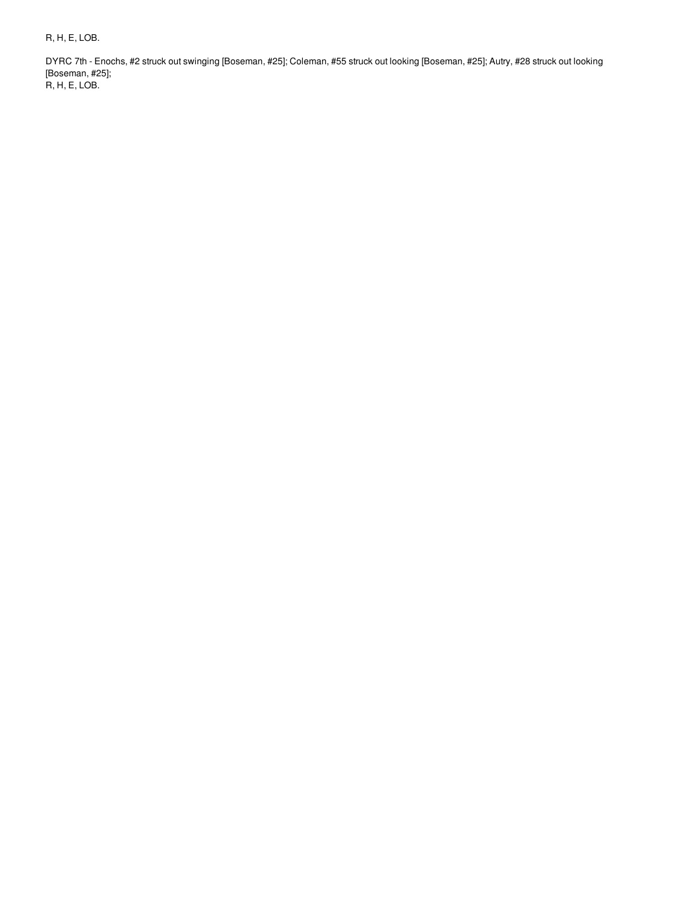R, H, E, LOB.

DYRC 7th - Enochs, #2 struck out swinging [Boseman, #25]; Coleman, #55 struck out looking [Boseman, #25]; Autry, #28 struck out looking [Boseman, #25];
R, H, E, LOB.